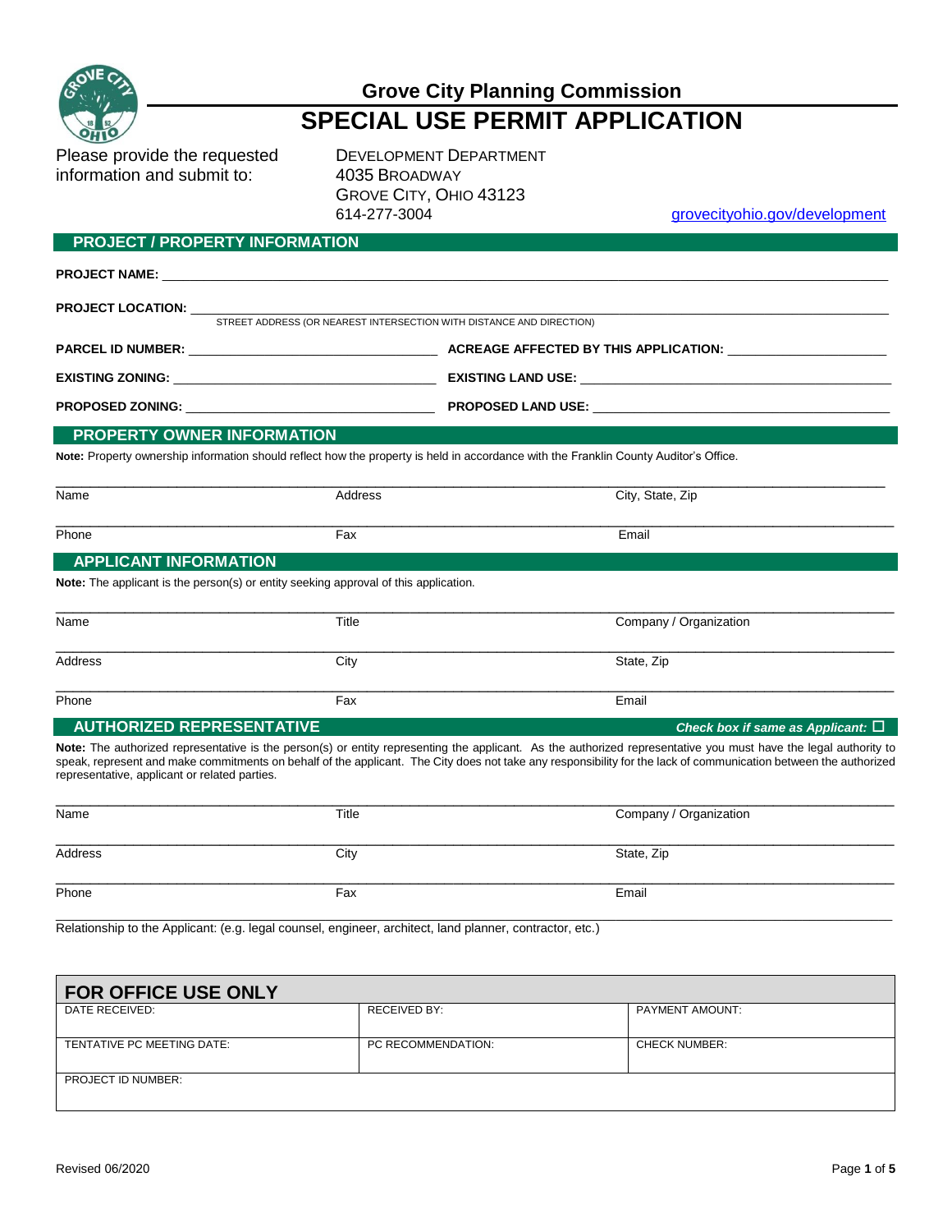## Grove City Planning Commission

# SPECIAL USE PERMIT APPLICATION

Please provide the requested information and submit to:

DEVELOPMENT DEPARTMENT
4035 BROADWAY
GROVE CITY, OHIO 43123
614-277-3004

grovecityohio.gov/development

## PROJECT / PROPERTY INFORMATION

**PROJECT NAME:** ______________________________

**PROJECT LOCATION:** ______________________________
STREET ADDRESS (OR NEAREST INTERSECTION WITH DISTANCE AND DIRECTION)

**PARCEL ID NUMBER:** ____________________ **ACREAGE AFFECTED BY THIS APPLICATION:** ____________________

**EXISTING ZONING:** ____________________ **EXISTING LAND USE:** ____________________

**PROPOSED ZONING:** ____________________ **PROPOSED LAND USE:** ____________________

## PROPERTY OWNER INFORMATION

**Note:** Property ownership information should reflect how the property is held in accordance with the Franklin County Auditor's Office.

| Name | Address | City, State, Zip |
|---|---|---|
| Phone | Fax | Email |

## APPLICANT INFORMATION

**Note:** The applicant is the person(s) or entity seeking approval of this application.

| Name | Title | Company / Organization |
|---|---|---|
| Address | City | State, Zip |
| Phone | Fax | Email |

## AUTHORIZED REPRESENTATIVE

***Check box if same as Applicant:*** ☐

**Note:** The authorized representative is the person(s) or entity representing the applicant. As the authorized representative you must have the legal authority to speak, represent and make commitments on behalf of the applicant. The City does not take any responsibility for the lack of communication between the authorized representative, applicant or related parties.

| Name | Title | Company / Organization |
|---|---|---|
| Address | City | State, Zip |
| Phone | Fax | Email |

Relationship to the Applicant: (e.g. legal counsel, engineer, architect, land planner, contractor, etc.)

## FOR OFFICE USE ONLY

| DATE RECEIVED: | RECEIVED BY: | PAYMENT AMOUNT: |
|---|---|---|
| TENTATIVE PC MEETING DATE: | PC RECOMMENDATION: | CHECK NUMBER: |
| PROJECT ID NUMBER: | | |

Revised 06/2020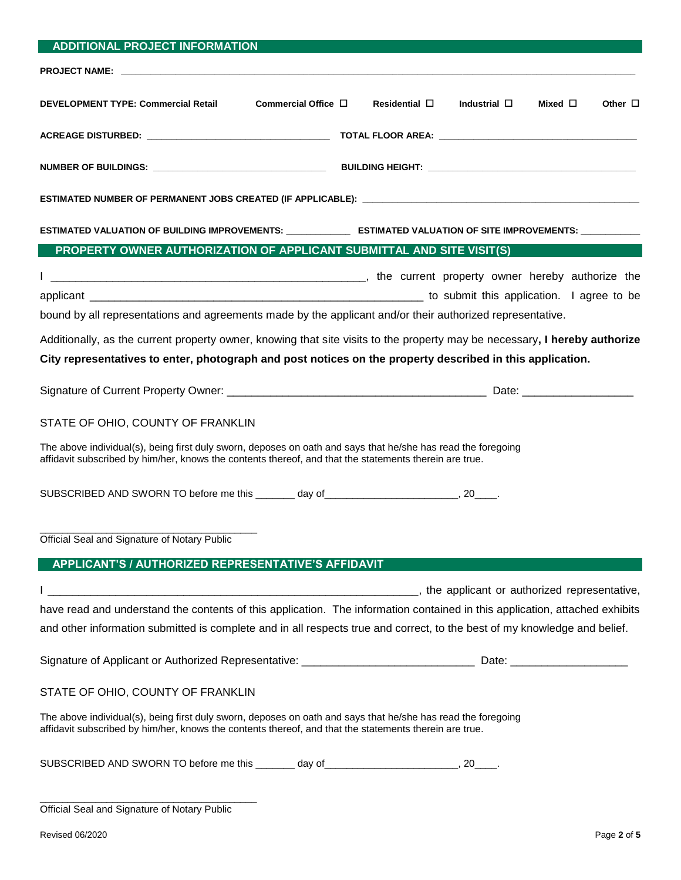## ADDITIONAL PROJECT INFORMATION

**PROJECT NAME:** ______________________________________________________________________________

**DEVELOPMENT TYPE: Commercial Retail** **Commercial Office** ☐ **Residential** ☐ **Industrial** ☐ **Mixed** ☐ **Other** ☐

**ACREAGE DISTURBED:** _______________________________ **TOTAL FLOOR AREA:** _______________________________

**NUMBER OF BUILDINGS:** _______________________________ **BUILDING HEIGHT:** _______________________________

**ESTIMATED NUMBER OF PERMANENT JOBS CREATED (IF APPLICABLE):** _______________________________

**ESTIMATED VALUATION OF BUILDING IMPROVEMENTS:** ____________ **ESTIMATED VALUATION OF SITE IMPROVEMENTS:** ___________

## PROPERTY OWNER AUTHORIZATION OF APPLICANT SUBMITTAL AND SITE VISIT(S)

I ___________________________________________________, the current property owner hereby authorize the applicant ________________________________________________________ to submit this application. I agree to be bound by all representations and agreements made by the applicant and/or their authorized representative.

Additionally, as the current property owner, knowing that site visits to the property may be necessary**, I hereby authorize City representatives to enter, photograph and post notices on the property described in this application.**

Signature of Current Property Owner: __________________________________________ Date: __________________

STATE OF OHIO, COUNTY OF FRANKLIN

The above individual(s), being first duly sworn, deposes on oath and says that he/she has read the foregoing affidavit subscribed by him/her, knows the contents thereof, and that the statements therein are true.

SUBSCRIBED AND SWORN TO before me this _______ day of_______________________, 20____.

______________________________________
Official Seal and Signature of Notary Public

## APPLICANT'S / AUTHORIZED REPRESENTATIVE'S AFFIDAVIT

I _______________________________________________________________, the applicant or authorized representative, have read and understand the contents of this application. The information contained in this application, attached exhibits and other information submitted is complete and in all respects true and correct, to the best of my knowledge and belief.

Signature of Applicant or Authorized Representative: ____________________________ Date: __________________

STATE OF OHIO, COUNTY OF FRANKLIN

The above individual(s), being first duly sworn, deposes on oath and says that he/she has read the foregoing affidavit subscribed by him/her, knows the contents thereof, and that the statements therein are true.

SUBSCRIBED AND SWORN TO before me this _______ day of_______________________, 20____.

______________________________________
Official Seal and Signature of Notary Public

Revised 06/2020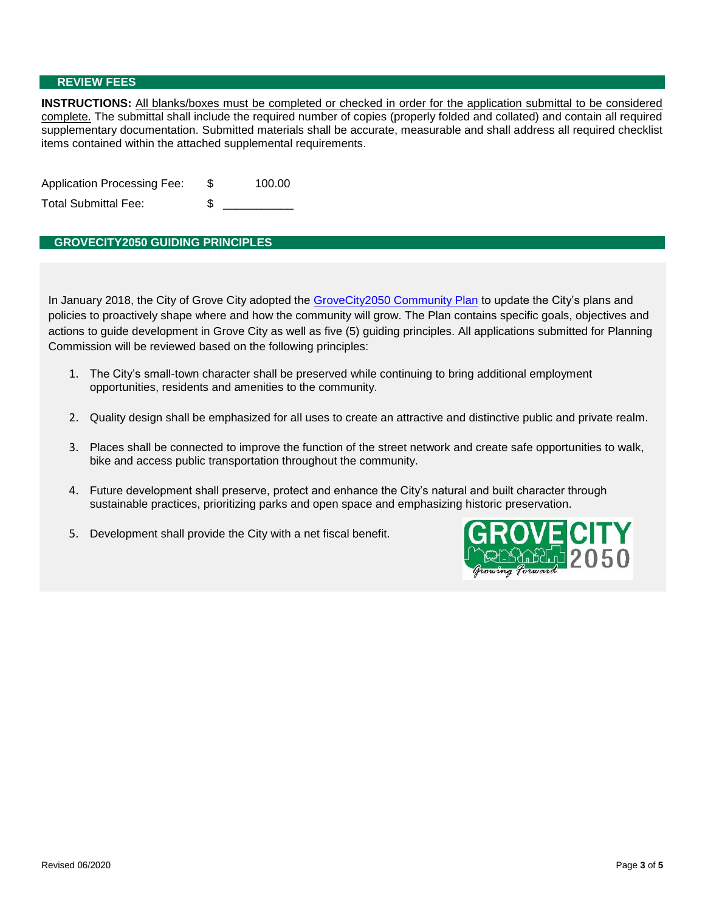## REVIEW FEES

**INSTRUCTIONS:** All blanks/boxes must be completed or checked in order for the application submittal to be considered complete. The submittal shall include the required number of copies (properly folded and collated) and contain all required supplementary documentation. Submitted materials shall be accurate, measurable and shall address all required checklist items contained within the attached supplemental requirements.

| | | |
|---|---|---|
| Application Processing Fee: | $ | 100.00 |
| Total Submittal Fee: | $ | ___________ |

## GROVECITY2050 GUIDING PRINCIPLES

In January 2018, the City of Grove City adopted the GroveCity2050 Community Plan to update the City's plans and policies to proactively shape where and how the community will grow. The Plan contains specific goals, objectives and actions to guide development in Grove City as well as five (5) guiding principles. All applications submitted for Planning Commission will be reviewed based on the following principles:

1. The City's small-town character shall be preserved while continuing to bring additional employment opportunities, residents and amenities to the community.
2. Quality design shall be emphasized for all uses to create an attractive and distinctive public and private realm.
3. Places shall be connected to improve the function of the street network and create safe opportunities to walk, bike and access public transportation throughout the community.
4. Future development shall preserve, protect and enhance the City's natural and built character through sustainable practices, prioritizing parks and open space and emphasizing historic preservation.
5. Development shall provide the City with a net fiscal benefit.

GROVE CITY 2050 Growing Forward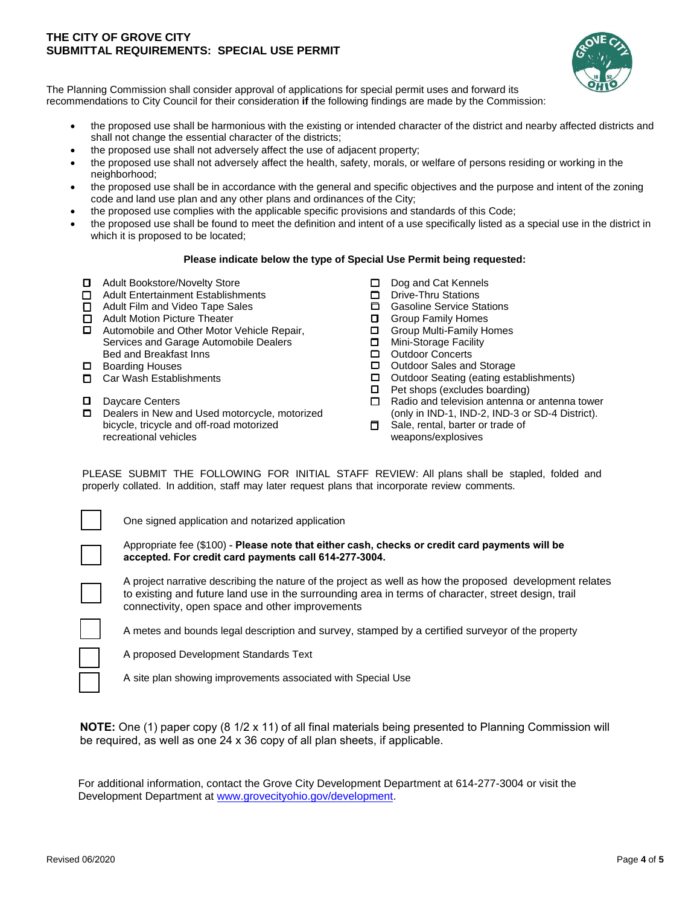# THE CITY OF GROVE CITY
## SUBMITTAL REQUIREMENTS: SPECIAL USE PERMIT

The Planning Commission shall consider approval of applications for special permit uses and forward its recommendations to City Council for their consideration **if** the following findings are made by the Commission:

- the proposed use shall be harmonious with the existing or intended character of the district and nearby affected districts and shall not change the essential character of the districts;
- the proposed use shall not adversely affect the use of adjacent property;
- the proposed use shall not adversely affect the health, safety, morals, or welfare of persons residing or working in the neighborhood;
- the proposed use shall be in accordance with the general and specific objectives and the purpose and intent of the zoning code and land use plan and any other plans and ordinances of the City;
- the proposed use complies with the applicable specific provisions and standards of this Code;
- the proposed use shall be found to meet the definition and intent of a use specifically listed as a special use in the district in which it is proposed to be located;

**Please indicate below the type of Special Use Permit being requested:**

- ☐ Adult Bookstore/Novelty Store
- ☐ Adult Entertainment Establishments
- ☐ Adult Film and Video Tape Sales
- ☐ Adult Motion Picture Theater
- ☐ Automobile and Other Motor Vehicle Repair, Services and Garage Automobile Dealers Bed and Breakfast Inns
- ☐ Boarding Houses
- ☐ Car Wash Establishments
- ☐ Daycare Centers
- ☐ Dealers in New and Used motorcycle, motorized bicycle, tricycle and off-road motorized recreational vehicles
- ☐ Dog and Cat Kennels
- ☐ Drive-Thru Stations
- ☐ Gasoline Service Stations
- ☐ Group Family Homes
- ☐ Group Multi-Family Homes
- ☐ Mini-Storage Facility
- ☐ Outdoor Concerts
- ☐ Outdoor Sales and Storage
- ☐ Outdoor Seating (eating establishments)
- ☐ Pet shops (excludes boarding)
- ☐ Radio and television antenna or antenna tower (only in IND-1, IND-2, IND-3 or SD-4 District).
- ☐ Sale, rental, barter or trade of weapons/explosives

PLEASE SUBMIT THE FOLLOWING FOR INITIAL STAFF REVIEW: All plans shall be stapled, folded and properly collated. In addition, staff may later request plans that incorporate review comments.

- ☐ One signed application and notarized application
- ☐ Appropriate fee ($100) - **Please note that either cash, checks or credit card payments will be accepted. For credit card payments call 614-277-3004.**
- ☐ A project narrative describing the nature of the project as well as how the proposed development relates to existing and future land use in the surrounding area in terms of character, street design, trail connectivity, open space and other improvements
- ☐ A metes and bounds legal description and survey, stamped by a certified surveyor of the property
- ☐ A proposed Development Standards Text
- ☐ A site plan showing improvements associated with Special Use

**NOTE:** One (1) paper copy (8 1/2 x 11) of all final materials being presented to Planning Commission will be required, as well as one 24 x 36 copy of all plan sheets, if applicable.

For additional information, contact the Grove City Development Department at 614-277-3004 or visit the Development Department at www.grovecityohio.gov/development.

Revised 06/2020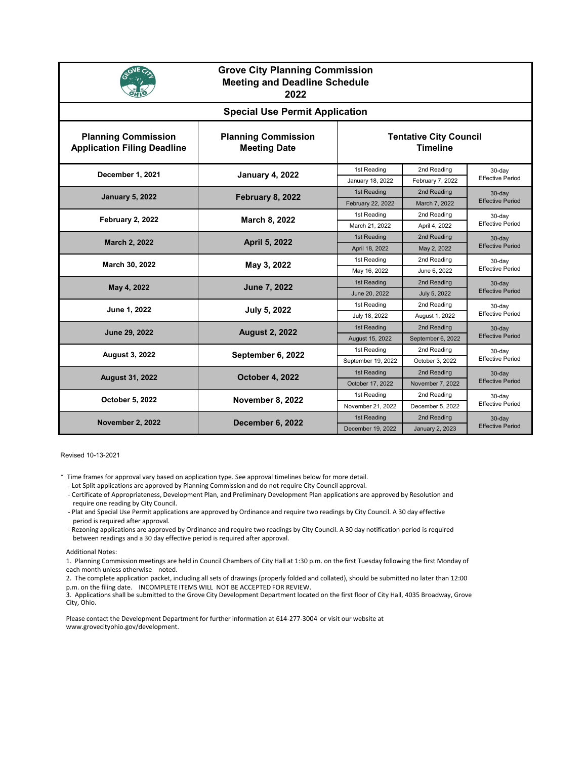# Grove City Planning Commission Meeting and Deadline Schedule 2022

## Special Use Permit Application

| Planning Commission Application Filing Deadline | Planning Commission Meeting Date | Tentative City Council Timeline | | |
|---|---|---|---|---|
| | | 1st Reading | 2nd Reading | 30-day Effective Period |
| December 1, 2021 | January 4, 2022 | January 18, 2022 | February 7, 2022 | |
| January 5, 2022 | February 8, 2022 | February 22, 2022 | March 7, 2022 | |
| February 2, 2022 | March 8, 2022 | March 21, 2022 | April 4, 2022 | |
| March 2, 2022 | April 5, 2022 | April 18, 2022 | May 2, 2022 | |
| March 30, 2022 | May 3, 2022 | May 16, 2022 | June 6, 2022 | |
| May 4, 2022 | June 7, 2022 | June 20, 2022 | July 5, 2022 | |
| June 1, 2022 | July 5, 2022 | July 18, 2022 | August 1, 2022 | |
| June 29, 2022 | August 2, 2022 | August 15, 2022 | September 6, 2022 | |
| August 3, 2022 | September 6, 2022 | September 19, 2022 | October 3, 2022 | |
| August 31, 2022 | October 4, 2022 | October 17, 2022 | November 7, 2022 | |
| October 5, 2022 | November 8, 2022 | November 21, 2022 | December 5, 2022 | |
| November 2, 2022 | December 6, 2022 | December 19, 2022 | January 2, 2023 | |

Revised 10-13-2021

* Time frames for approval vary based on application type. See approval timelines below for more detail.
  - Lot Split applications are approved by Planning Commission and do not require City Council approval.
  - Certificate of Appropriateness, Development Plan, and Preliminary Development Plan applications are approved by Resolution and require one reading by City Council.
  - Plat and Special Use Permit applications are approved by Ordinance and require two readings by City Council. A 30 day effective period is required after approval.
  - Rezoning applications are approved by Ordinance and require two readings by City Council. A 30 day notification period is required between readings and a 30 day effective period is required after approval.

Additional Notes:

1. Planning Commission meetings are held in Council Chambers of City Hall at 1:30 p.m. on the first Tuesday following the first Monday of each month unless otherwise noted.
2. The complete application packet, including all sets of drawings (properly folded and collated), should be submitted no later than 12:00 p.m. on the filing date. INCOMPLETE ITEMS WILL NOT BE ACCEPTED FOR REVIEW.
3. Applications shall be submitted to the Grove City Development Department located on the first floor of City Hall, 4035 Broadway, Grove City, Ohio.

Please contact the Development Department for further information at 614-277-3004 or visit our website at www.grovecityohio.gov/development.